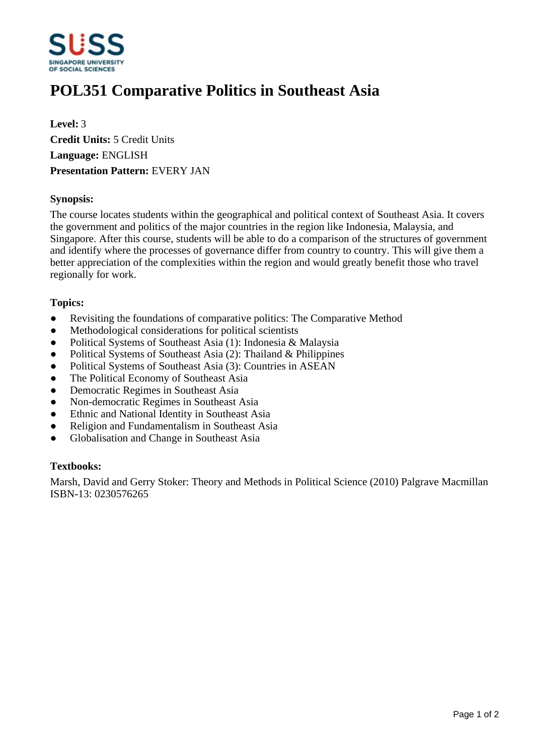# POL351 Comparative Politics in Southeast Asia

**Level:** 3
**Credit Units:** 5 Credit Units
**Language:** ENGLISH
**Presentation Pattern:** EVERY JAN

### Synopsis:

The course locates students within the geographical and political context of Southeast Asia. It covers the government and politics of the major countries in the region like Indonesia, Malaysia, and Singapore. After this course, students will be able to do a comparison of the structures of government and identify where the processes of governance differ from country to country. This will give them a better appreciation of the complexities within the region and would greatly benefit those who travel regionally for work.

### Topics:

- Revisiting the foundations of comparative politics: The Comparative Method
- Methodological considerations for political scientists
- Political Systems of Southeast Asia (1): Indonesia & Malaysia
- Political Systems of Southeast Asia (2): Thailand & Philippines
- Political Systems of Southeast Asia (3): Countries in ASEAN
- The Political Economy of Southeast Asia
- Democratic Regimes in Southeast Asia
- Non-democratic Regimes in Southeast Asia
- Ethnic and National Identity in Southeast Asia
- Religion and Fundamentalism in Southeast Asia
- Globalisation and Change in Southeast Asia

### Textbooks:

Marsh, David and Gerry Stoker: Theory and Methods in Political Science (2010) Palgrave Macmillan
ISBN-13: 0230576265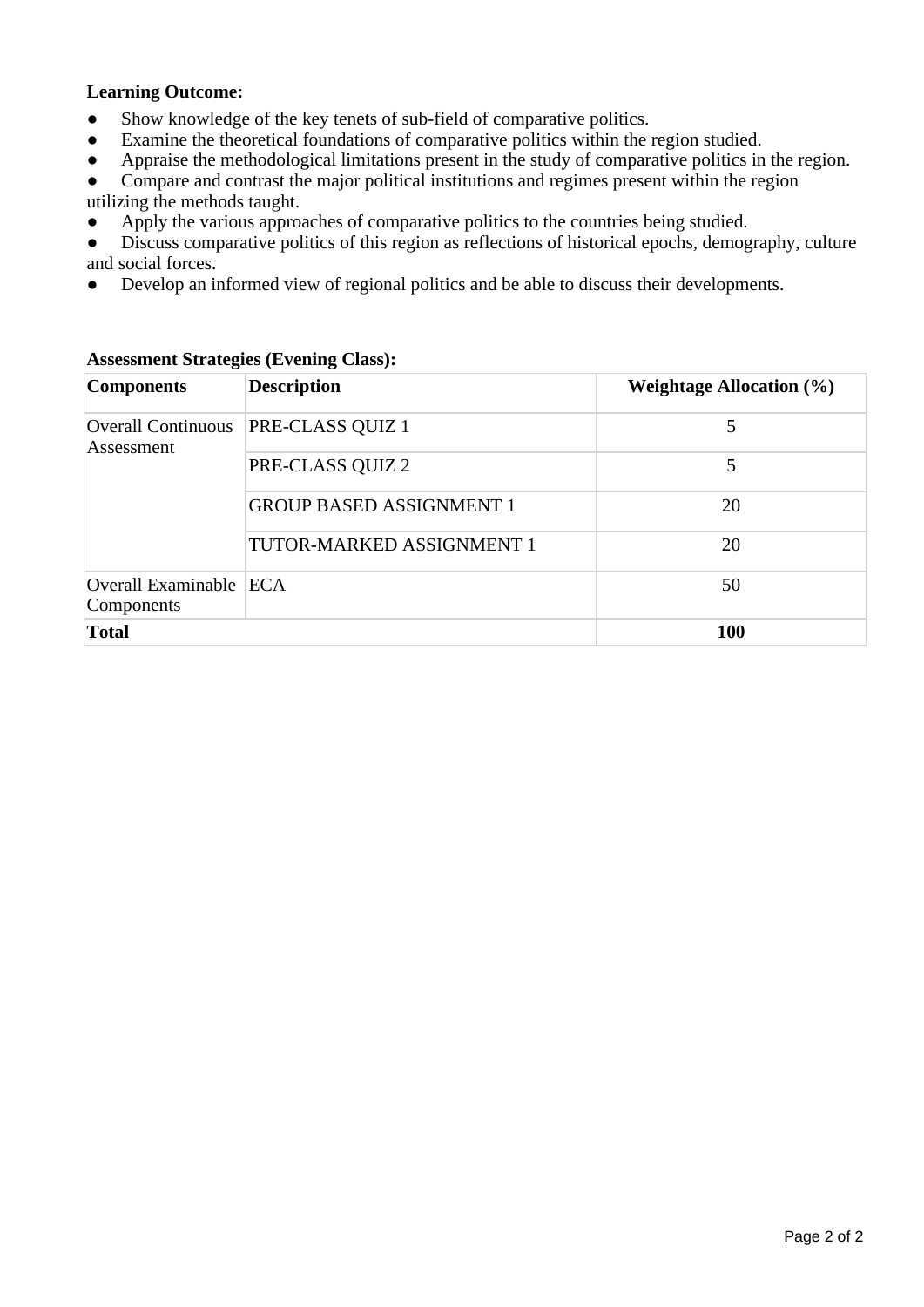**Learning Outcome:**

- Show knowledge of the key tenets of sub-field of comparative politics.
- Examine the theoretical foundations of comparative politics within the region studied.
- Appraise the methodological limitations present in the study of comparative politics in the region.
- Compare and contrast the major political institutions and regimes present within the region utilizing the methods taught.
- Apply the various approaches of comparative politics to the countries being studied.
- Discuss comparative politics of this region as reflections of historical epochs, demography, culture and social forces.
- Develop an informed view of regional politics and be able to discuss their developments.

**Assessment Strategies (Evening Class):**

| **Components** | **Description** | **Weightage Allocation (%)** |
|---|---|---|
| Overall Continuous Assessment | PRE-CLASS QUIZ 1 | 5 |
| | PRE-CLASS QUIZ 2 | 5 |
| | GROUP BASED ASSIGNMENT 1 | 20 |
| | TUTOR-MARKED ASSIGNMENT 1 | 20 |
| Overall Examinable Components | ECA | 50 |
| **Total** | | **100** |